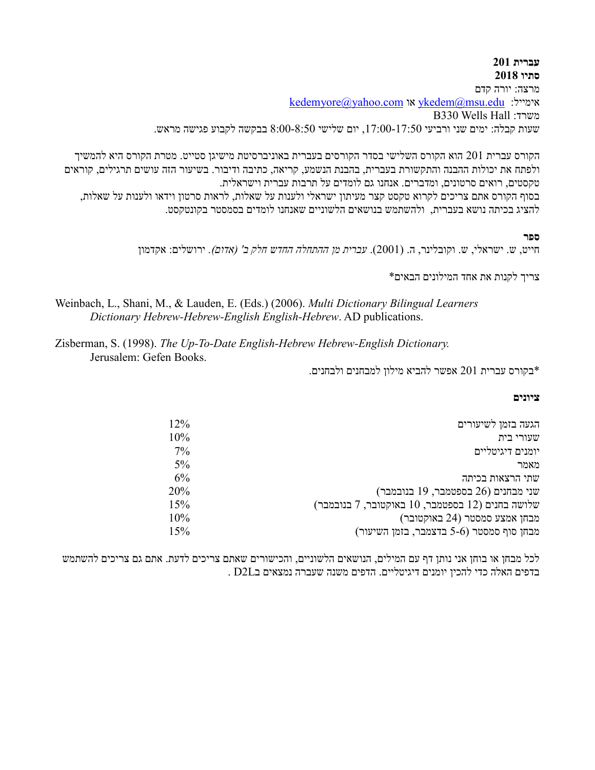**עברית 201**
**סתיו 2018**

מרצה: יורה קדם
אימייל: kedemyore@yahoo.com או ykedem@msu.edu
משרד: B330 Wells Hall
שעות קבלה: ימים שני ורביעי 17:00-17:50, יום שלישי 8:00-8:50 בבקשה לקבוע פגישה מראש.

הקורס עברית 201 הוא הקורס השלישי בסדר הקורסים בעברית באוניברסיטת מישיגן סטייט. מטרת הקורס היא להמשיך ולפתח את יכולות ההבנה והתקשורת בעברית, בהבנת הנשמע, קריאה, כתיבה ודיבור. בשיעור הזה עושים תרגילים, קוראים טקסטים, רואים סרטונים, ומדברים. אנחנו גם לומדים על תרבות עברית וישראלית.
בסוף הקורס אתם צריכים לקרוא טקסט קצר מעיתון ישראלי ולענות על שאלות, לראות סרטון וידאו ולענות על שאלות, להציג בכיתה נושא בעברית, ולהשתמש בנושאים הלשוניים שאנחנו לומדים בסמסטר בקונטקסט.

**ספר**

חייט, ש. ישראלי, ש. וקובלינר, ה. (2001). *עברית מן ההתחלה החדש חלק ב' (אדום)*. ירושלים: אקדמון

צריך לקנות את אחד המילונים הבאים*

Weinbach, L., Shani, M., & Lauden, E. (Eds.) (2006). *Multi Dictionary Bilingual Learners Dictionary Hebrew-Hebrew-English English-Hebrew*. AD publications.

Zisberman, S. (1998). *The Up-To-Date English-Hebrew Hebrew-English Dictionary.* Jerusalem: Gefen Books.

*בקורס עברית 201 אפשר להביא מילון למבחנים ולבחנים.

**ציונים**

| | |
|---|---|
| הגעה בזמן לשיעורים | 12% |
| שעורי בית | 10% |
| יומנים דיגיטליים | 7% |
| מאמר | 5% |
| שתי הרצאות בכיתה | 6% |
| שני מבחנים (26 בספטמבר, 19 בנובמבר) | 20% |
| שלושה בחנים (12 בספטמבר, 10 באוקטובר, 7 בנובמבר) | 15% |
| מבחן אמצע סמסטר (24 באוקטובר) | 10% |
| מבחן סוף סמסטר (5-6 בדצמבר, בזמן השיעור) | 15% |

לכל מבחן או בוחן אני נותן דף עם המילים, הנושאים הלשוניים, והכישורים שאתם צריכים לדעת. אתם גם צריכים להשתמש בדפים האלה כדי להכין יומנים דיגיטליים. הדפים משנה שעברה נמצאים בD2L .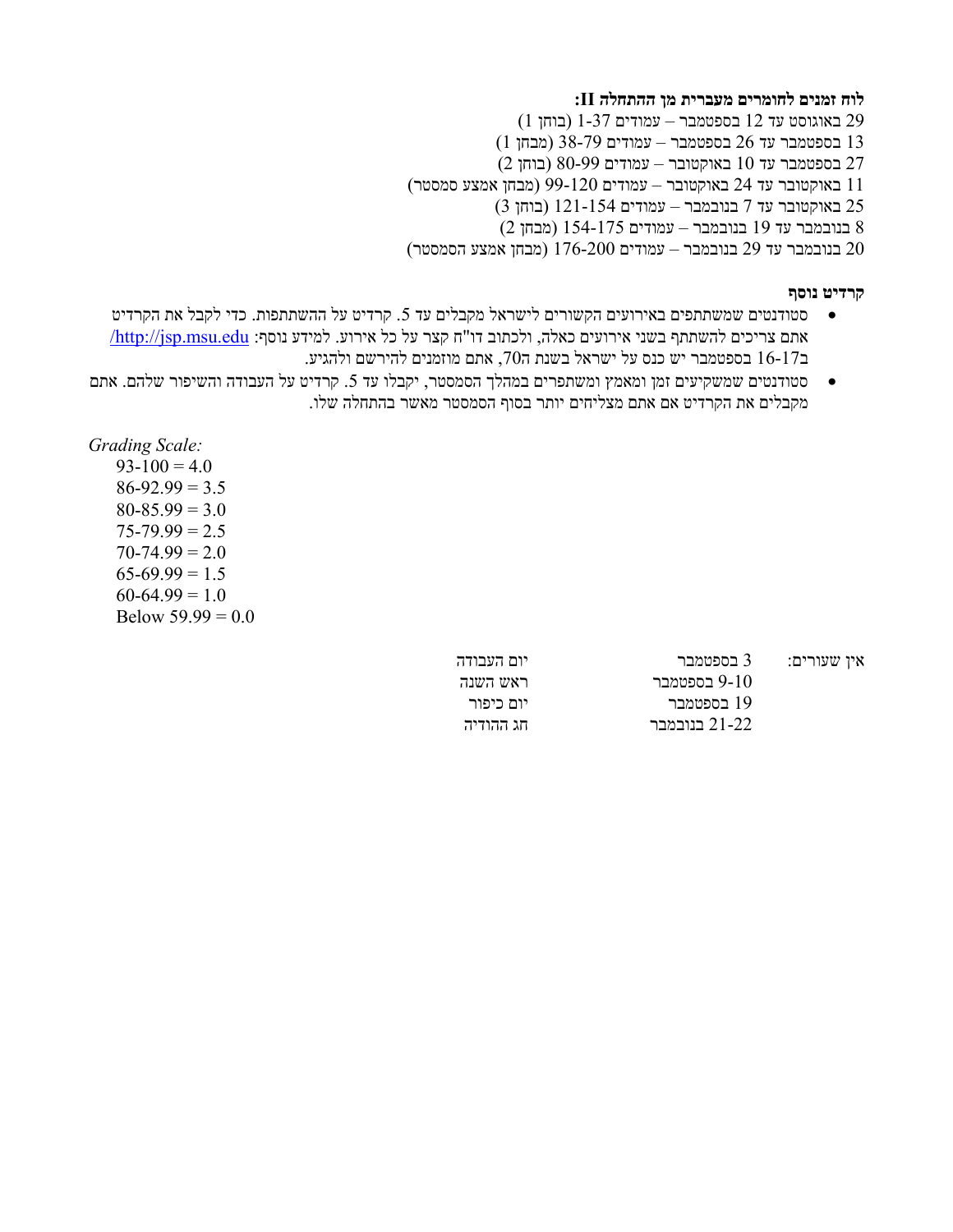**לוח זמנים לחומרים מעברית מן ההתחלה II:**

29 באוגוסט עד 12 בספטמבר – עמודים 1-37 (בוחן 1)
13 בספטמבר עד 26 בספטמבר – עמודים 38-79 (מבחן 1)
27 בספטמבר עד 10 באוקטובר – עמודים 80-99 (בוחן 2)
11 באוקטובר עד 24 באוקטובר – עמודים 99-120 (מבחן אמצע סמסטר)
25 באוקטובר עד 7 בנובמבר – עמודים 121-154 (בוחן 3)
8 בנובמבר עד 19 בנובמבר – עמודים 154-175 (מבחן 2)
20 בנובמבר עד 29 בנובמבר – עמודים 176-200 (מבחן אמצע הסמסטר)

**קרדיט נוסף**

- סטודנטים שמשתתפים באירועים הקשורים לישראל מקבלים עד 5. קרדיט על ההשתתפות. כדי לקבל את הקרדיט אתם צריכים להשתתף בשני אירועים כאלה, ולכתוב דו"ח קצר על כל אירוע. למידע נוסף: http://jsp.msu.edu/ ב16-17 בספטמבר יש כנס על ישראל בשנת ה70, אתם מוזמנים להירשם ולהגיע.
- סטודנטים שמשקיעים זמן ומאמץ ומשתפרים במהלך הסמסטר, יקבלו עד 5. קרדיט על העבודה והשיפור שלהם. אתם מקבלים את הקרדיט אם אתם מצליחים יותר בסוף הסמסטר מאשר בהתחלה שלו.

*Grading Scale:*

93-100 = 4.0
86-92.99 = 3.5
80-85.99 = 3.0
75-79.99 = 2.5
70-74.99 = 2.0
65-69.99 = 1.5
60-64.99 = 1.0
Below 59.99 = 0.0

| אין שעורים: | | |
|---|---|---|
| | 3 בספטמבר | יום העבודה |
| | 9-10 בספטמבר | ראש השנה |
| | 19 בספטמבר | יום כיפור |
| | 21-22 בנובמבר | חג ההודיה |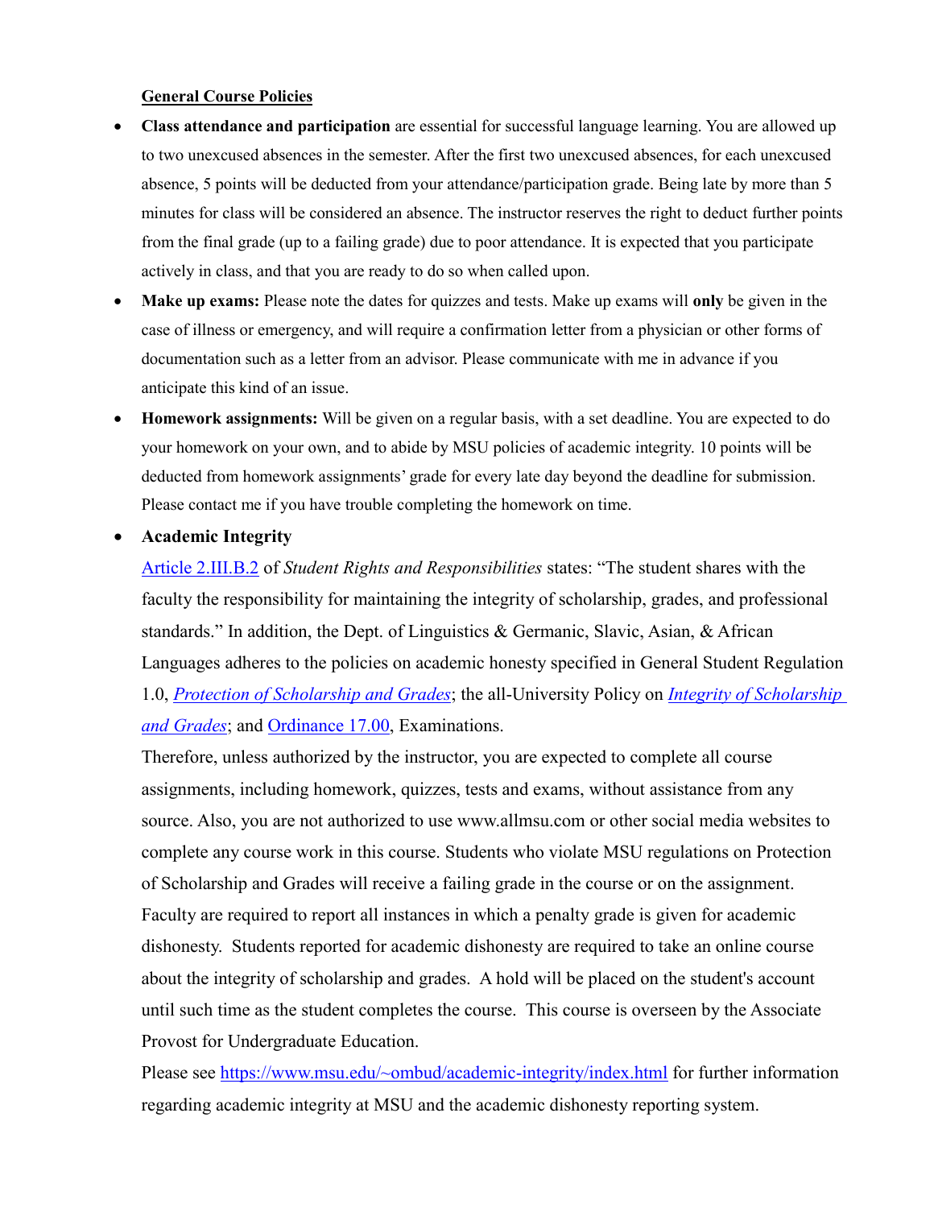**General Course Policies**

- **Class attendance and participation** are essential for successful language learning. You are allowed up to two unexcused absences in the semester. After the first two unexcused absences, for each unexcused absence, 5 points will be deducted from your attendance/participation grade. Being late by more than 5 minutes for class will be considered an absence. The instructor reserves the right to deduct further points from the final grade (up to a failing grade) due to poor attendance. It is expected that you participate actively in class, and that you are ready to do so when called upon.
- **Make up exams:** Please note the dates for quizzes and tests. Make up exams will **only** be given in the case of illness or emergency, and will require a confirmation letter from a physician or other forms of documentation such as a letter from an advisor. Please communicate with me in advance if you anticipate this kind of an issue.
- **Homework assignments:** Will be given on a regular basis, with a set deadline. You are expected to do your homework on your own, and to abide by MSU policies of academic integrity. 10 points will be deducted from homework assignments' grade for every late day beyond the deadline for submission. Please contact me if you have trouble completing the homework on time.
- **Academic Integrity**

  Article 2.III.B.2 of *Student Rights and Responsibilities* states: "The student shares with the faculty the responsibility for maintaining the integrity of scholarship, grades, and professional standards." In addition, the Dept. of Linguistics & Germanic, Slavic, Asian, & African Languages adheres to the policies on academic honesty specified in General Student Regulation 1.0, *Protection of Scholarship and Grades*; the all-University Policy on *Integrity of Scholarship and Grades*; and Ordinance 17.00, Examinations.

  Therefore, unless authorized by the instructor, you are expected to complete all course assignments, including homework, quizzes, tests and exams, without assistance from any source. Also, you are not authorized to use www.allmsu.com or other social media websites to complete any course work in this course. Students who violate MSU regulations on Protection of Scholarship and Grades will receive a failing grade in the course or on the assignment. Faculty are required to report all instances in which a penalty grade is given for academic dishonesty. Students reported for academic dishonesty are required to take an online course about the integrity of scholarship and grades. A hold will be placed on the student's account until such time as the student completes the course. This course is overseen by the Associate Provost for Undergraduate Education.

  Please see https://www.msu.edu/~ombud/academic-integrity/index.html for further information regarding academic integrity at MSU and the academic dishonesty reporting system.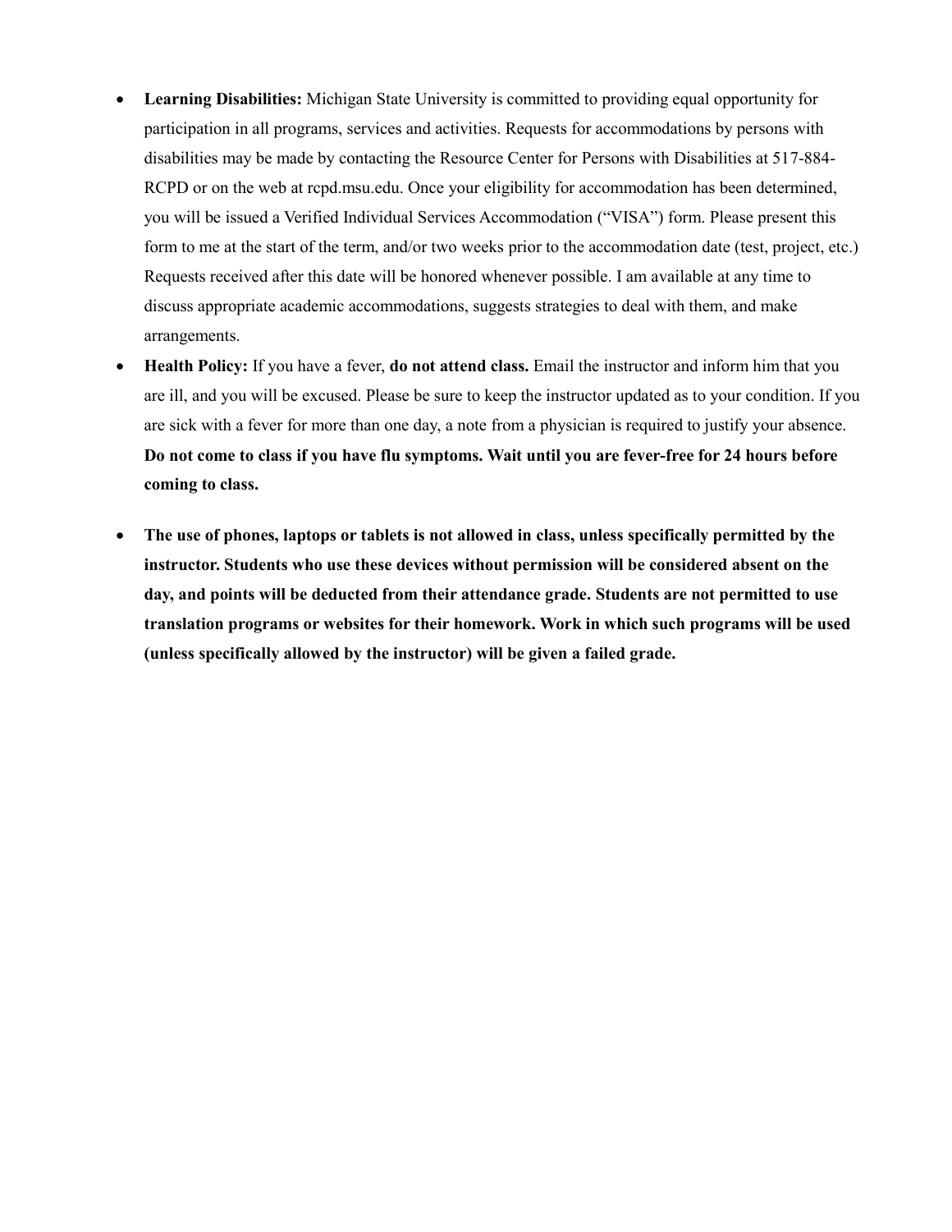- **Learning Disabilities:** Michigan State University is committed to providing equal opportunity for participation in all programs, services and activities. Requests for accommodations by persons with disabilities may be made by contacting the Resource Center for Persons with Disabilities at 517-884-RCPD or on the web at rcpd.msu.edu. Once your eligibility for accommodation has been determined, you will be issued a Verified Individual Services Accommodation ("VISA") form. Please present this form to me at the start of the term, and/or two weeks prior to the accommodation date (test, project, etc.) Requests received after this date will be honored whenever possible. I am available at any time to discuss appropriate academic accommodations, suggests strategies to deal with them, and make arrangements.
- **Health Policy:** If you have a fever, **do not attend class.** Email the instructor and inform him that you are ill, and you will be excused. Please be sure to keep the instructor updated as to your condition. If you are sick with a fever for more than one day, a note from a physician is required to justify your absence. **Do not come to class if you have flu symptoms. Wait until you are fever-free for 24 hours before coming to class.**
- **The use of phones, laptops or tablets is not allowed in class, unless specifically permitted by the instructor. Students who use these devices without permission will be considered absent on the day, and points will be deducted from their attendance grade. Students are not permitted to use translation programs or websites for their homework. Work in which such programs will be used (unless specifically allowed by the instructor) will be given a failed grade.**